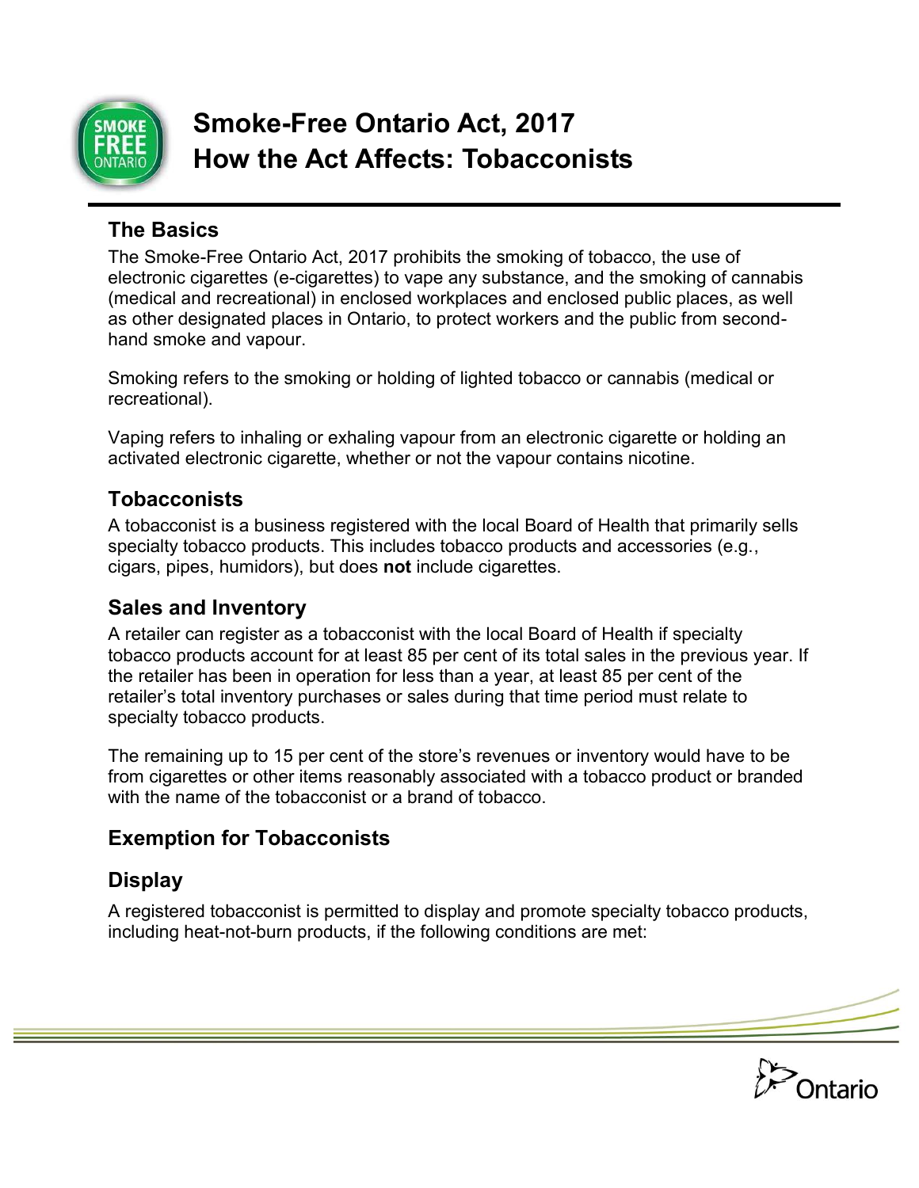# Smoke-Free Ontario Act, 2017
# How the Act Affects: Tobacconists

## The Basics

The Smoke-Free Ontario Act, 2017 prohibits the smoking of tobacco, the use of electronic cigarettes (e-cigarettes) to vape any substance, and the smoking of cannabis (medical and recreational) in enclosed workplaces and enclosed public places, as well as other designated places in Ontario, to protect workers and the public from second-hand smoke and vapour.

Smoking refers to the smoking or holding of lighted tobacco or cannabis (medical or recreational).

Vaping refers to inhaling or exhaling vapour from an electronic cigarette or holding an activated electronic cigarette, whether or not the vapour contains nicotine.

## Tobacconists

A tobacconist is a business registered with the local Board of Health that primarily sells specialty tobacco products. This includes tobacco products and accessories (e.g., cigars, pipes, humidors), but does **not** include cigarettes.

## Sales and Inventory

A retailer can register as a tobacconist with the local Board of Health if specialty tobacco products account for at least 85 per cent of its total sales in the previous year. If the retailer has been in operation for less than a year, at least 85 per cent of the retailer's total inventory purchases or sales during that time period must relate to specialty tobacco products.

The remaining up to 15 per cent of the store's revenues or inventory would have to be from cigarettes or other items reasonably associated with a tobacco product or branded with the name of the tobacconist or a brand of tobacco.

## Exemption for Tobacconists

## Display

A registered tobacconist is permitted to display and promote specialty tobacco products, including heat-not-burn products, if the following conditions are met: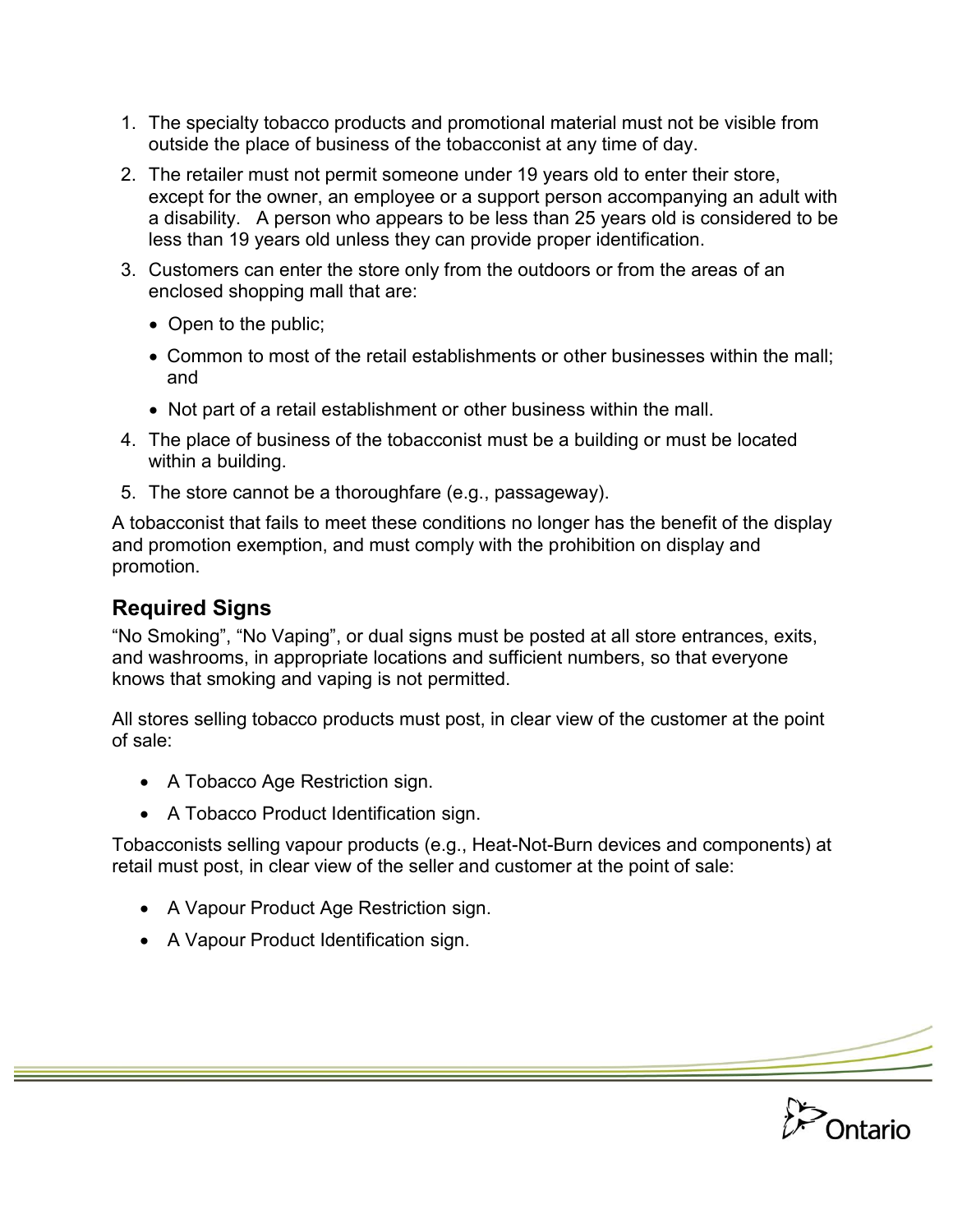1. The specialty tobacco products and promotional material must not be visible from outside the place of business of the tobacconist at any time of day.
2. The retailer must not permit someone under 19 years old to enter their store, except for the owner, an employee or a support person accompanying an adult with a disability. A person who appears to be less than 25 years old is considered to be less than 19 years old unless they can provide proper identification.
3. Customers can enter the store only from the outdoors or from the areas of an enclosed shopping mall that are:
   - Open to the public;
   - Common to most of the retail establishments or other businesses within the mall; and
   - Not part of a retail establishment or other business within the mall.
4. The place of business of the tobacconist must be a building or must be located within a building.
5. The store cannot be a thoroughfare (e.g., passageway).

A tobacconist that fails to meet these conditions no longer has the benefit of the display and promotion exemption, and must comply with the prohibition on display and promotion.

## Required Signs

“No Smoking”, “No Vaping”, or dual signs must be posted at all store entrances, exits, and washrooms, in appropriate locations and sufficient numbers, so that everyone knows that smoking and vaping is not permitted.

All stores selling tobacco products must post, in clear view of the customer at the point of sale:

- A Tobacco Age Restriction sign.
- A Tobacco Product Identification sign.

Tobacconists selling vapour products (e.g., Heat-Not-Burn devices and components) at retail must post, in clear view of the seller and customer at the point of sale:

- A Vapour Product Age Restriction sign.
- A Vapour Product Identification sign.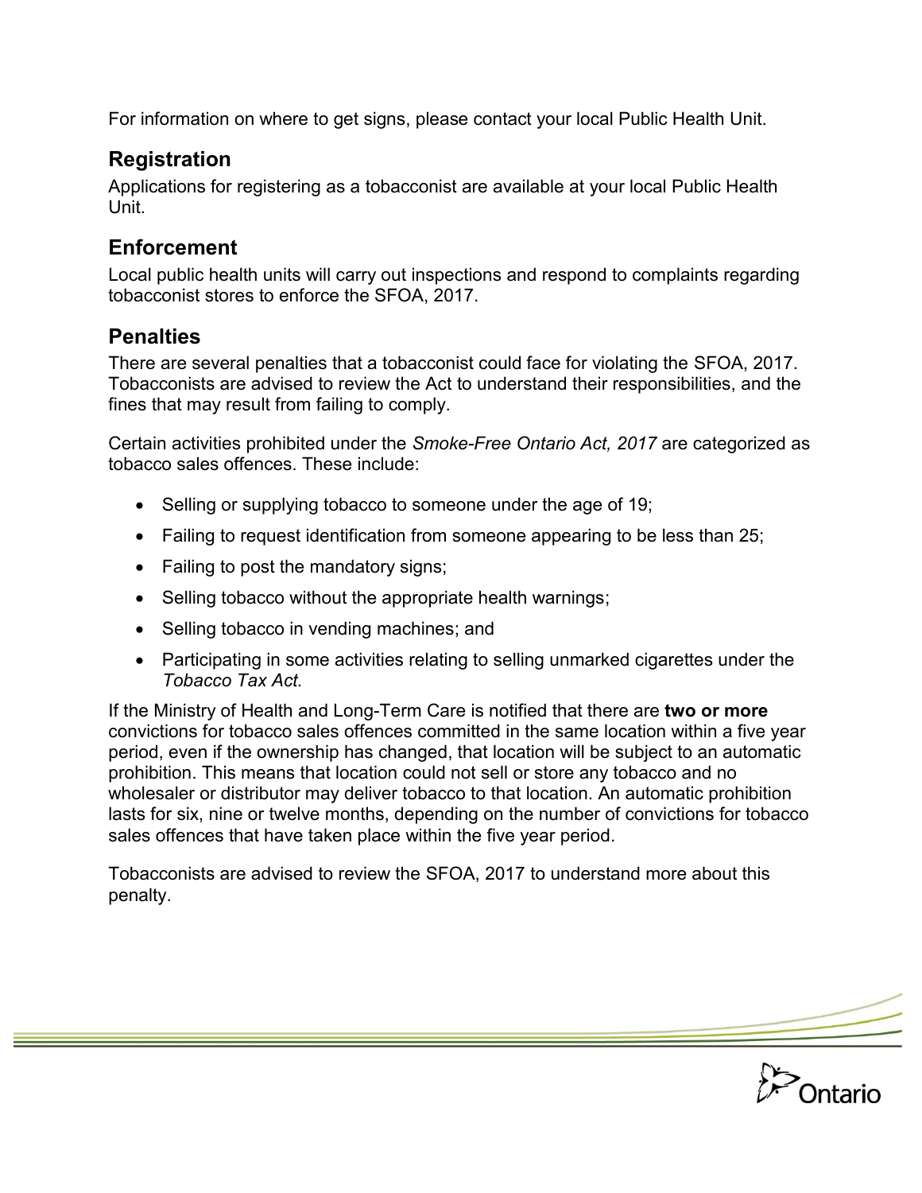For information on where to get signs, please contact your local Public Health Unit.

## Registration

Applications for registering as a tobacconist are available at your local Public Health Unit.

## Enforcement

Local public health units will carry out inspections and respond to complaints regarding tobacconist stores to enforce the SFOA, 2017.

## Penalties

There are several penalties that a tobacconist could face for violating the SFOA, 2017. Tobacconists are advised to review the Act to understand their responsibilities, and the fines that may result from failing to comply.

Certain activities prohibited under the *Smoke-Free Ontario Act, 2017* are categorized as tobacco sales offences. These include:

- Selling or supplying tobacco to someone under the age of 19;
- Failing to request identification from someone appearing to be less than 25;
- Failing to post the mandatory signs;
- Selling tobacco without the appropriate health warnings;
- Selling tobacco in vending machines; and
- Participating in some activities relating to selling unmarked cigarettes under the *Tobacco Tax Act.*

If the Ministry of Health and Long-Term Care is notified that there are **two or more** convictions for tobacco sales offences committed in the same location within a five year period, even if the ownership has changed, that location will be subject to an automatic prohibition. This means that location could not sell or store any tobacco and no wholesaler or distributor may deliver tobacco to that location. An automatic prohibition lasts for six, nine or twelve months, depending on the number of convictions for tobacco sales offences that have taken place within the five year period.

Tobacconists are advised to review the SFOA, 2017 to understand more about this penalty.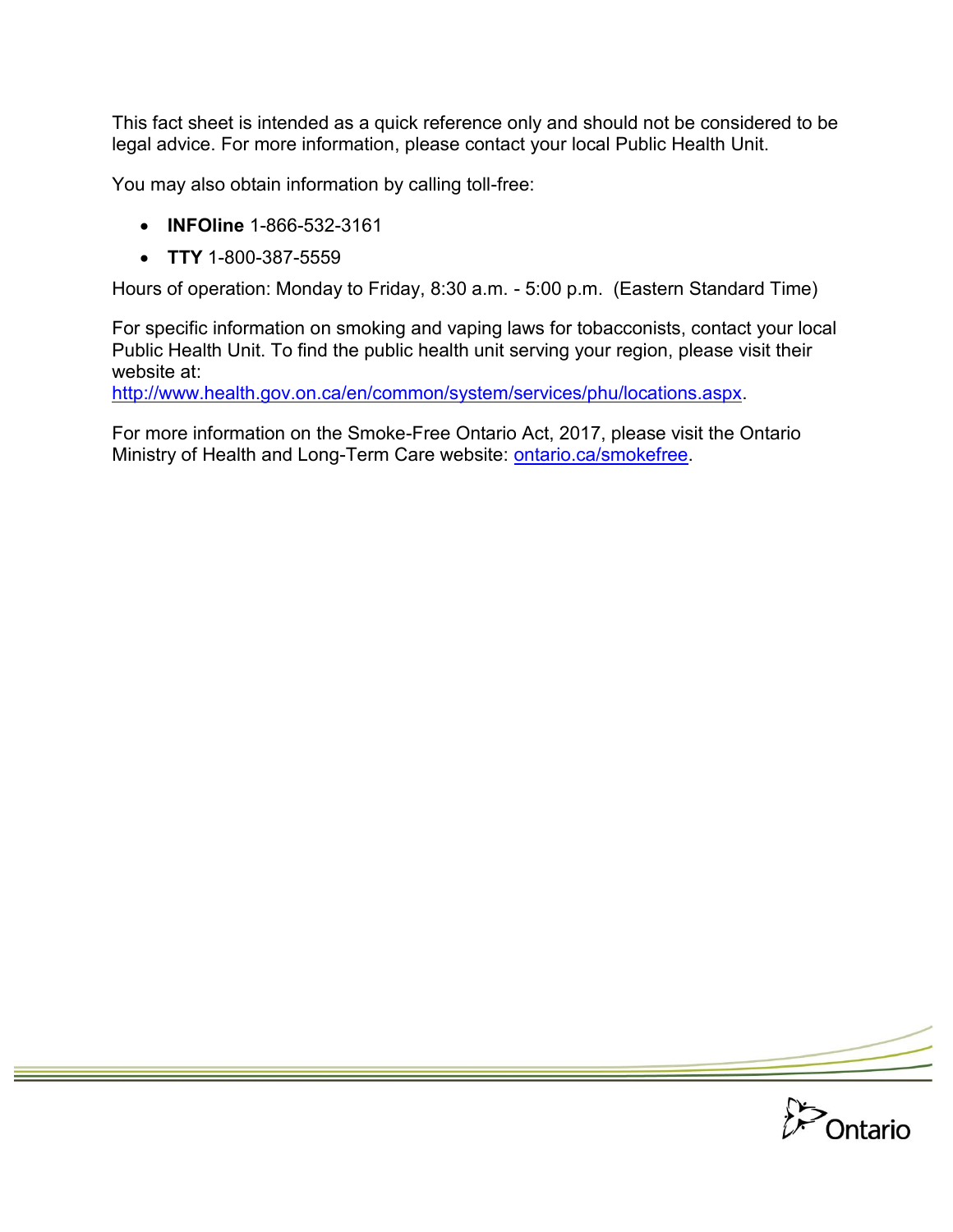This fact sheet is intended as a quick reference only and should not be considered to be legal advice. For more information, please contact your local Public Health Unit.

You may also obtain information by calling toll-free:

- **INFOline** 1-866-532-3161
- **TTY** 1-800-387-5559

Hours of operation: Monday to Friday, 8:30 a.m. - 5:00 p.m. (Eastern Standard Time)

For specific information on smoking and vaping laws for tobacconists, contact your local Public Health Unit. To find the public health unit serving your region, please visit their website at: http://www.health.gov.on.ca/en/common/system/services/phu/locations.aspx.

For more information on the Smoke-Free Ontario Act, 2017, please visit the Ontario Ministry of Health and Long-Term Care website: ontario.ca/smokefree.